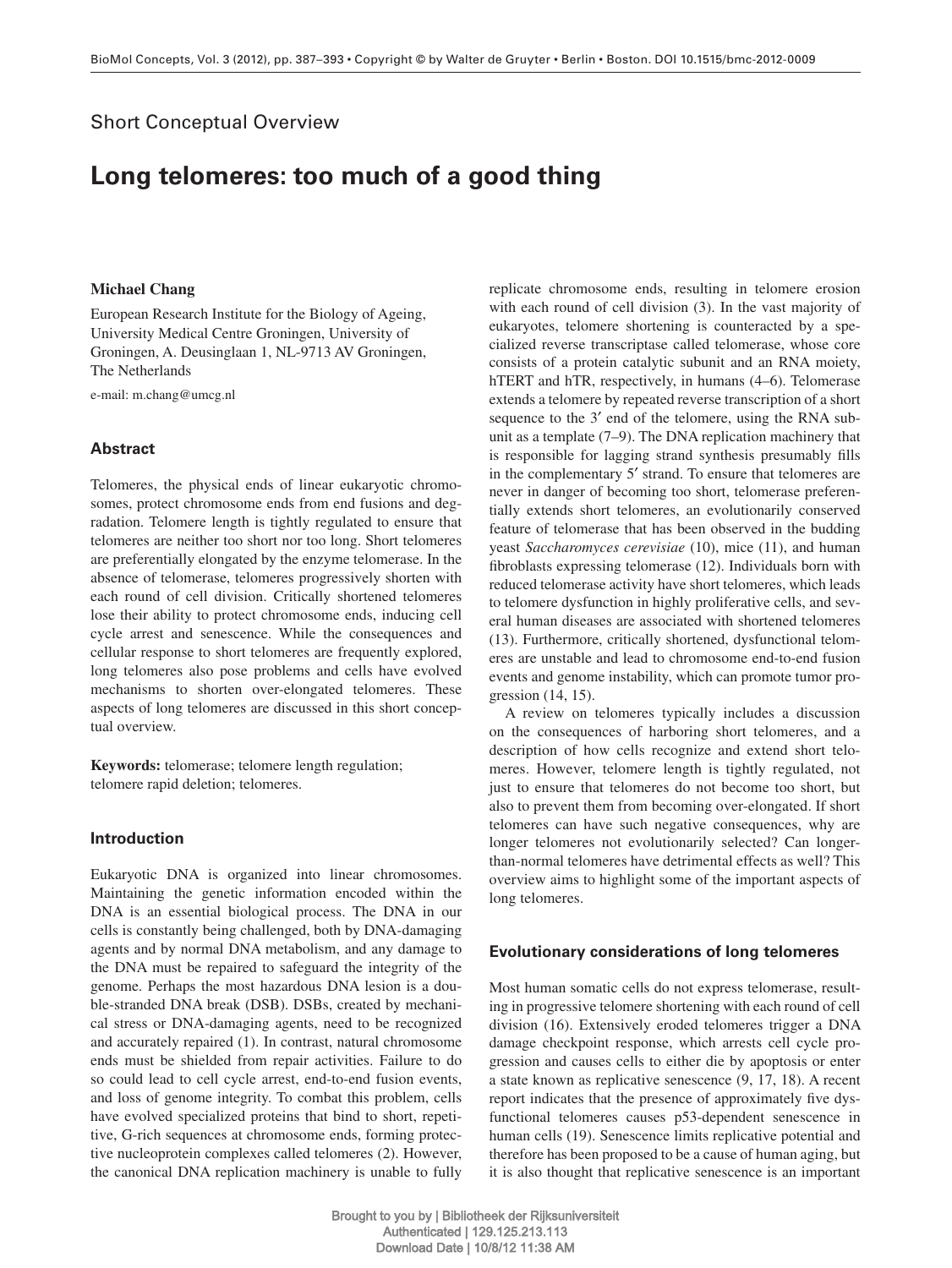Short Conceptual Overview

# Long telomeres: too much of a good thing

**Michael Chang**

European Research Institute for the Biology of Ageing, University Medical Centre Groningen, University of Groningen, A. Deusinglaan 1, NL-9713 AV Groningen, The Netherlands

e-mail: m.chang@umcg.nl

## Abstract

Telomeres, the physical ends of linear eukaryotic chromosomes, protect chromosome ends from end fusions and degradation. Telomere length is tightly regulated to ensure that telomeres are neither too short nor too long. Short telomeres are preferentially elongated by the enzyme telomerase. In the absence of telomerase, telomeres progressively shorten with each round of cell division. Critically shortened telomeres lose their ability to protect chromosome ends, inducing cell cycle arrest and senescence. While the consequences and cellular response to short telomeres are frequently explored, long telomeres also pose problems and cells have evolved mechanisms to shorten over-elongated telomeres. These aspects of long telomeres are discussed in this short conceptual overview.

**Keywords:** telomerase; telomere length regulation; telomere rapid deletion; telomeres.

## Introduction

Eukaryotic DNA is organized into linear chromosomes. Maintaining the genetic information encoded within the DNA is an essential biological process. The DNA in our cells is constantly being challenged, both by DNA-damaging agents and by normal DNA metabolism, and any damage to the DNA must be repaired to safeguard the integrity of the genome. Perhaps the most hazardous DNA lesion is a double-stranded DNA break (DSB). DSBs, created by mechanical stress or DNA-damaging agents, need to be recognized and accurately repaired (1). In contrast, natural chromosome ends must be shielded from repair activities. Failure to do so could lead to cell cycle arrest, end-to-end fusion events, and loss of genome integrity. To combat this problem, cells have evolved specialized proteins that bind to short, repetitive, G-rich sequences at chromosome ends, forming protective nucleoprotein complexes called telomeres (2). However, the canonical DNA replication machinery is unable to fully replicate chromosome ends, resulting in telomere erosion with each round of cell division (3). In the vast majority of eukaryotes, telomere shortening is counteracted by a specialized reverse transcriptase called telomerase, whose core consists of a protein catalytic subunit and an RNA moiety, hTERT and hTR, respectively, in humans (4–6). Telomerase extends a telomere by repeated reverse transcription of a short sequence to the 3′ end of the telomere, using the RNA subunit as a template (7–9). The DNA replication machinery that is responsible for lagging strand synthesis presumably fills in the complementary 5′ strand. To ensure that telomeres are never in danger of becoming too short, telomerase preferentially extends short telomeres, an evolutionarily conserved feature of telomerase that has been observed in the budding yeast *Saccharomyces cerevisiae* (10), mice (11), and human fibroblasts expressing telomerase (12). Individuals born with reduced telomerase activity have short telomeres, which leads to telomere dysfunction in highly proliferative cells, and several human diseases are associated with shortened telomeres (13). Furthermore, critically shortened, dysfunctional telomeres are unstable and lead to chromosome end-to-end fusion events and genome instability, which can promote tumor progression (14, 15).

A review on telomeres typically includes a discussion on the consequences of harboring short telomeres, and a description of how cells recognize and extend short telomeres. However, telomere length is tightly regulated, not just to ensure that telomeres do not become too short, but also to prevent them from becoming over-elongated. If short telomeres can have such negative consequences, why are longer telomeres not evolutionarily selected? Can longer-than-normal telomeres have detrimental effects as well? This overview aims to highlight some of the important aspects of long telomeres.

## Evolutionary considerations of long telomeres

Most human somatic cells do not express telomerase, resulting in progressive telomere shortening with each round of cell division (16). Extensively eroded telomeres trigger a DNA damage checkpoint response, which arrests cell cycle progression and causes cells to either die by apoptosis or enter a state known as replicative senescence (9, 17, 18). A recent report indicates that the presence of approximately five dysfunctional telomeres causes p53-dependent senescence in human cells (19). Senescence limits replicative potential and therefore has been proposed to be a cause of human aging, but it is also thought that replicative senescence is an important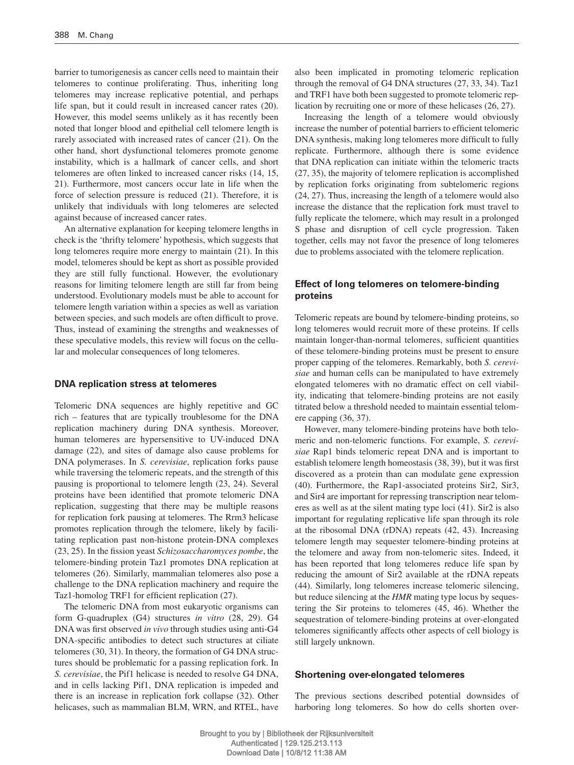barrier to tumorigenesis as cancer cells need to maintain their telomeres to continue proliferating. Thus, inheriting long telomeres may increase replicative potential, and perhaps life span, but it could result in increased cancer rates (20). However, this model seems unlikely as it has recently been noted that longer blood and epithelial cell telomere length is rarely associated with increased rates of cancer (21). On the other hand, short dysfunctional telomeres promote genome instability, which is a hallmark of cancer cells, and short telomeres are often linked to increased cancer risks (14, 15, 21). Furthermore, most cancers occur late in life when the force of selection pressure is reduced (21). Therefore, it is unlikely that individuals with long telomeres are selected against because of increased cancer rates.

An alternative explanation for keeping telomere lengths in check is the 'thrifty telomere' hypothesis, which suggests that long telomeres require more energy to maintain (21). In this model, telomeres should be kept as short as possible provided they are still fully functional. However, the evolutionary reasons for limiting telomere length are still far from being understood. Evolutionary models must be able to account for telomere length variation within a species as well as variation between species, and such models are often difficult to prove. Thus, instead of examining the strengths and weaknesses of these speculative models, this review will focus on the cellular and molecular consequences of long telomeres.

## DNA replication stress at telomeres

Telomeric DNA sequences are highly repetitive and GC rich – features that are typically troublesome for the DNA replication machinery during DNA synthesis. Moreover, human telomeres are hypersensitive to UV-induced DNA damage (22), and sites of damage also cause problems for DNA polymerases. In *S. cerevisiae*, replication forks pause while traversing the telomeric repeats, and the strength of this pausing is proportional to telomere length (23, 24). Several proteins have been identified that promote telomeric DNA replication, suggesting that there may be multiple reasons for replication fork pausing at telomeres. The Rrm3 helicase promotes replication through the telomere, likely by facilitating replication past non-histone protein-DNA complexes (23, 25). In the fission yeast *Schizosaccharomyces pombe*, the telomere-binding protein Taz1 promotes DNA replication at telomeres (26). Similarly, mammalian telomeres also pose a challenge to the DNA replication machinery and require the Taz1-homolog TRF1 for efficient replication (27).

The telomeric DNA from most eukaryotic organisms can form G-quadruplex (G4) structures *in vitro* (28, 29). G4 DNA was first observed *in vivo* through studies using anti-G4 DNA-specific antibodies to detect such structures at ciliate telomeres (30, 31). In theory, the formation of G4 DNA structures should be problematic for a passing replication fork. In *S. cerevisiae*, the Pif1 helicase is needed to resolve G4 DNA, and in cells lacking Pif1, DNA replication is impeded and there is an increase in replication fork collapse (32). Other helicases, such as mammalian BLM, WRN, and RTEL, have also been implicated in promoting telomeric replication through the removal of G4 DNA structures (27, 33, 34). Taz1 and TRF1 have both been suggested to promote telomeric replication by recruiting one or more of these helicases (26, 27).

Increasing the length of a telomere would obviously increase the number of potential barriers to efficient telomeric DNA synthesis, making long telomeres more difficult to fully replicate. Furthermore, although there is some evidence that DNA replication can initiate within the telomeric tracts (27, 35), the majority of telomere replication is accomplished by replication forks originating from subtelomeric regions (24, 27). Thus, increasing the length of a telomere would also increase the distance that the replication fork must travel to fully replicate the telomere, which may result in a prolonged S phase and disruption of cell cycle progression. Taken together, cells may not favor the presence of long telomeres due to problems associated with the telomere replication.

## Effect of long telomeres on telomere-binding proteins

Telomeric repeats are bound by telomere-binding proteins, so long telomeres would recruit more of these proteins. If cells maintain longer-than-normal telomeres, sufficient quantities of these telomere-binding proteins must be present to ensure proper capping of the telomeres. Remarkably, both *S. cerevisiae* and human cells can be manipulated to have extremely elongated telomeres with no dramatic effect on cell viability, indicating that telomere-binding proteins are not easily titrated below a threshold needed to maintain essential telomere capping (36, 37).

However, many telomere-binding proteins have both telomeric and non-telomeric functions. For example, *S. cerevisiae* Rap1 binds telomeric repeat DNA and is important to establish telomere length homeostasis (38, 39), but it was first discovered as a protein than can modulate gene expression (40). Furthermore, the Rap1-associated proteins Sir2, Sir3, and Sir4 are important for repressing transcription near telomeres as well as at the silent mating type loci (41). Sir2 is also important for regulating replicative life span through its role at the ribosomal DNA (rDNA) repeats (42, 43). Increasing telomere length may sequester telomere-binding proteins at the telomere and away from non-telomeric sites. Indeed, it has been reported that long telomeres reduce life span by reducing the amount of Sir2 available at the rDNA repeats (44). Similarly, long telomeres increase telomeric silencing, but reduce silencing at the *HMR* mating type locus by sequestering the Sir proteins to telomeres (45, 46). Whether the sequestration of telomere-binding proteins at over-elongated telomeres significantly affects other aspects of cell biology is still largely unknown.

## Shortening over-elongated telomeres

The previous sections described potential downsides of harboring long telomeres. So how do cells shorten over-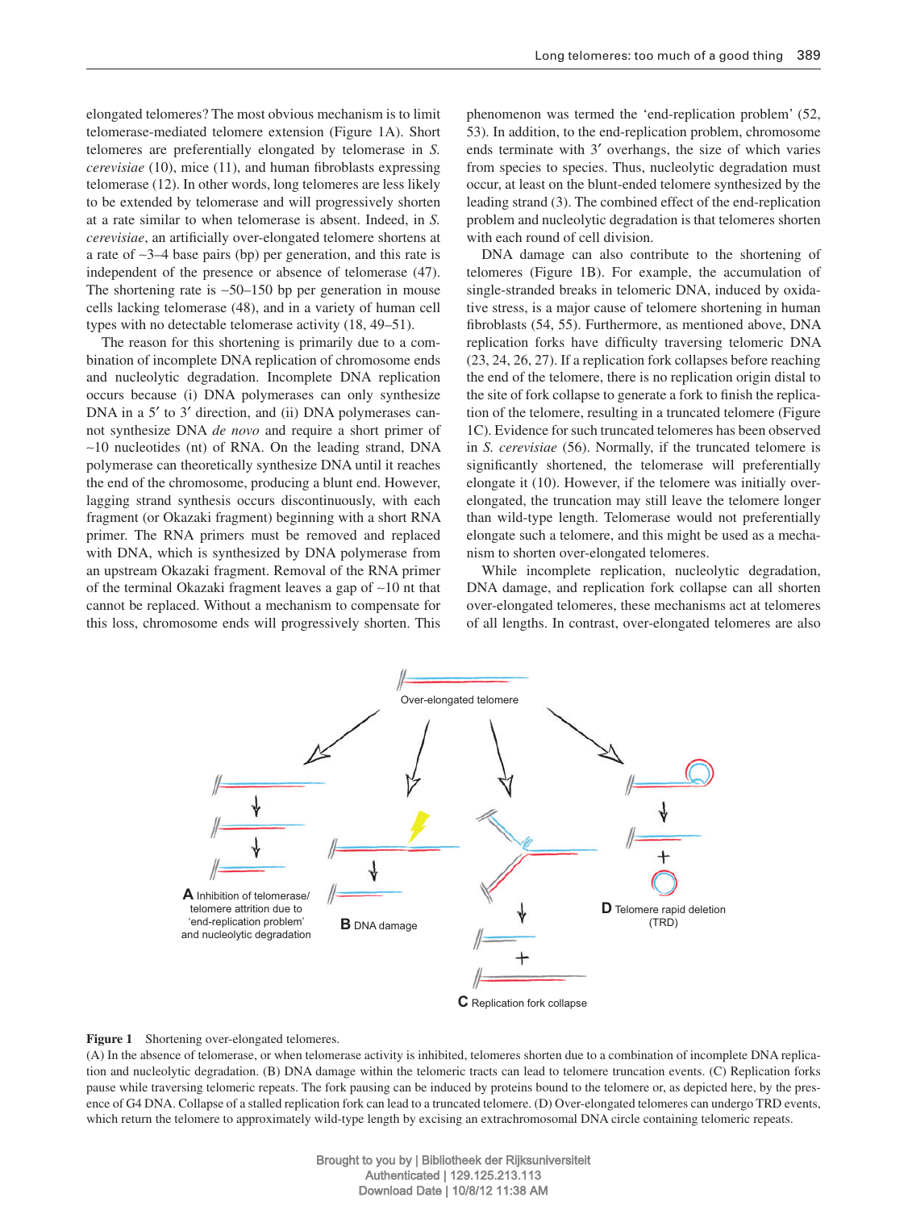elongated telomeres? The most obvious mechanism is to limit telomerase-mediated telomere extension (Figure 1A). Short telomeres are preferentially elongated by telomerase in *S. cerevisiae* (10), mice (11), and human fibroblasts expressing telomerase (12). In other words, long telomeres are less likely to be extended by telomerase and will progressively shorten at a rate similar to when telomerase is absent. Indeed, in *S. cerevisiae*, an artificially over-elongated telomere shortens at a rate of ~3–4 base pairs (bp) per generation, and this rate is independent of the presence or absence of telomerase (47). The shortening rate is ~50–150 bp per generation in mouse cells lacking telomerase (48), and in a variety of human cell types with no detectable telomerase activity (18, 49–51).

The reason for this shortening is primarily due to a combination of incomplete DNA replication of chromosome ends and nucleolytic degradation. Incomplete DNA replication occurs because (i) DNA polymerases can only synthesize DNA in a 5′ to 3′ direction, and (ii) DNA polymerases cannot synthesize DNA *de novo* and require a short primer of ~10 nucleotides (nt) of RNA. On the leading strand, DNA polymerase can theoretically synthesize DNA until it reaches the end of the chromosome, producing a blunt end. However, lagging strand synthesis occurs discontinuously, with each fragment (or Okazaki fragment) beginning with a short RNA primer. The RNA primers must be removed and replaced with DNA, which is synthesized by DNA polymerase from an upstream Okazaki fragment. Removal of the RNA primer of the terminal Okazaki fragment leaves a gap of ~10 nt that cannot be replaced. Without a mechanism to compensate for this loss, chromosome ends will progressively shorten. This phenomenon was termed the 'end-replication problem' (52, 53). In addition, to the end-replication problem, chromosome ends terminate with 3′ overhangs, the size of which varies from species to species. Thus, nucleolytic degradation must occur, at least on the blunt-ended telomere synthesized by the leading strand (3). The combined effect of the end-replication problem and nucleolytic degradation is that telomeres shorten with each round of cell division.

DNA damage can also contribute to the shortening of telomeres (Figure 1B). For example, the accumulation of single-stranded breaks in telomeric DNA, induced by oxidative stress, is a major cause of telomere shortening in human fibroblasts (54, 55). Furthermore, as mentioned above, DNA replication forks have difficulty traversing telomeric DNA (23, 24, 26, 27). If a replication fork collapses before reaching the end of the telomere, there is no replication origin distal to the site of fork collapse to generate a fork to finish the replication of the telomere, resulting in a truncated telomere (Figure 1C). Evidence for such truncated telomeres has been observed in *S. cerevisiae* (56). Normally, if the truncated telomere is significantly shortened, the telomerase will preferentially elongate it (10). However, if the telomere was initially over-elongated, the truncation may still leave the telomere longer than wild-type length. Telomerase would not preferentially elongate such a telomere, and this might be used as a mechanism to shorten over-elongated telomeres.

While incomplete replication, nucleolytic degradation, DNA damage, and replication fork collapse can all shorten over-elongated telomeres, these mechanisms act at telomeres of all lengths. In contrast, over-elongated telomeres are also

**Figure 1** Shortening over-elongated telomeres.
(A) In the absence of telomerase, or when telomerase activity is inhibited, telomeres shorten due to a combination of incomplete DNA replication and nucleolytic degradation. (B) DNA damage within the telomeric tracts can lead to telomere truncation events. (C) Replication forks pause while traversing telomeric repeats. The fork pausing can be induced by proteins bound to the telomere or, as depicted here, by the presence of G4 DNA. Collapse of a stalled replication fork can lead to a truncated telomere. (D) Over-elongated telomeres can undergo TRD events, which return the telomere to approximately wild-type length by excising an extrachromosomal DNA circle containing telomeric repeats.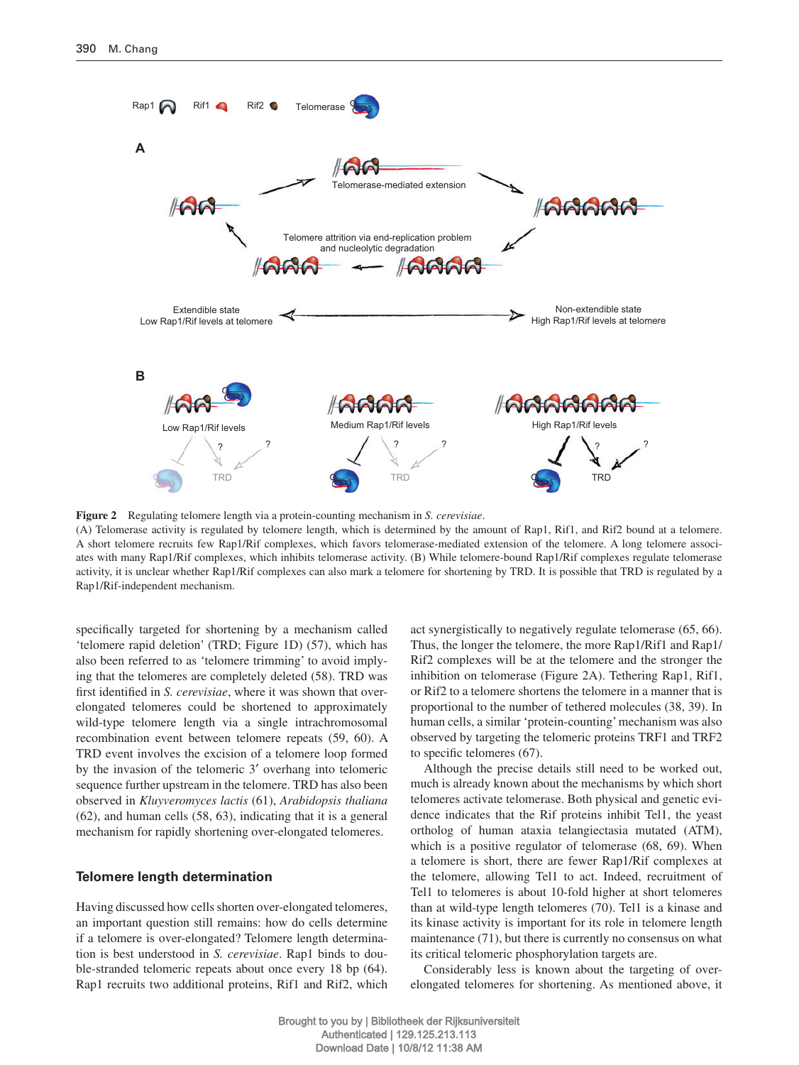**Figure 2** Regulating telomere length via a protein-counting mechanism in *S. cerevisiae*.
(A) Telomerase activity is regulated by telomere length, which is determined by the amount of Rap1, Rif1, and Rif2 bound at a telomere. A short telomere recruits few Rap1/Rif complexes, which favors telomerase-mediated extension of the telomere. A long telomere associates with many Rap1/Rif complexes, which inhibits telomerase activity. (B) While telomere-bound Rap1/Rif complexes regulate telomerase activity, it is unclear whether Rap1/Rif complexes can also mark a telomere for shortening by TRD. It is possible that TRD is regulated by a Rap1/Rif-independent mechanism.

specifically targeted for shortening by a mechanism called 'telomere rapid deletion' (TRD; Figure 1D) (57), which has also been referred to as 'telomere trimming' to avoid implying that the telomeres are completely deleted (58). TRD was first identified in *S. cerevisiae*, where it was shown that over-elongated telomeres could be shortened to approximately wild-type telomere length via a single intrachromosomal recombination event between telomere repeats (59, 60). A TRD event involves the excision of a telomere loop formed by the invasion of the telomeric 3′ overhang into telomeric sequence further upstream in the telomere. TRD has also been observed in *Kluyveromyces lactis* (61), *Arabidopsis thaliana* (62), and human cells (58, 63), indicating that it is a general mechanism for rapidly shortening over-elongated telomeres.

## Telomere length determination

Having discussed how cells shorten over-elongated telomeres, an important question still remains: how do cells determine if a telomere is over-elongated? Telomere length determination is best understood in *S. cerevisiae*. Rap1 binds to double-stranded telomeric repeats about once every 18 bp (64). Rap1 recruits two additional proteins, Rif1 and Rif2, which act synergistically to negatively regulate telomerase (65, 66). Thus, the longer the telomere, the more Rap1/Rif1 and Rap1/Rif2 complexes will be at the telomere and the stronger the inhibition on telomerase (Figure 2A). Tethering Rap1, Rif1, or Rif2 to a telomere shortens the telomere in a manner that is proportional to the number of tethered molecules (38, 39). In human cells, a similar 'protein-counting' mechanism was also observed by targeting the telomeric proteins TRF1 and TRF2 to specific telomeres (67).

Although the precise details still need to be worked out, much is already known about the mechanisms by which short telomeres activate telomerase. Both physical and genetic evidence indicates that the Rif proteins inhibit Tel1, the yeast ortholog of human ataxia telangiectasia mutated (ATM), which is a positive regulator of telomerase (68, 69). When a telomere is short, there are fewer Rap1/Rif complexes at the telomere, allowing Tel1 to act. Indeed, recruitment of Tel1 to telomeres is about 10-fold higher at short telomeres than at wild-type length telomeres (70). Tel1 is a kinase and its kinase activity is important for its role in telomere length maintenance (71), but there is currently no consensus on what its critical telomeric phosphorylation targets are.

Considerably less is known about the targeting of over-elongated telomeres for shortening. As mentioned above, it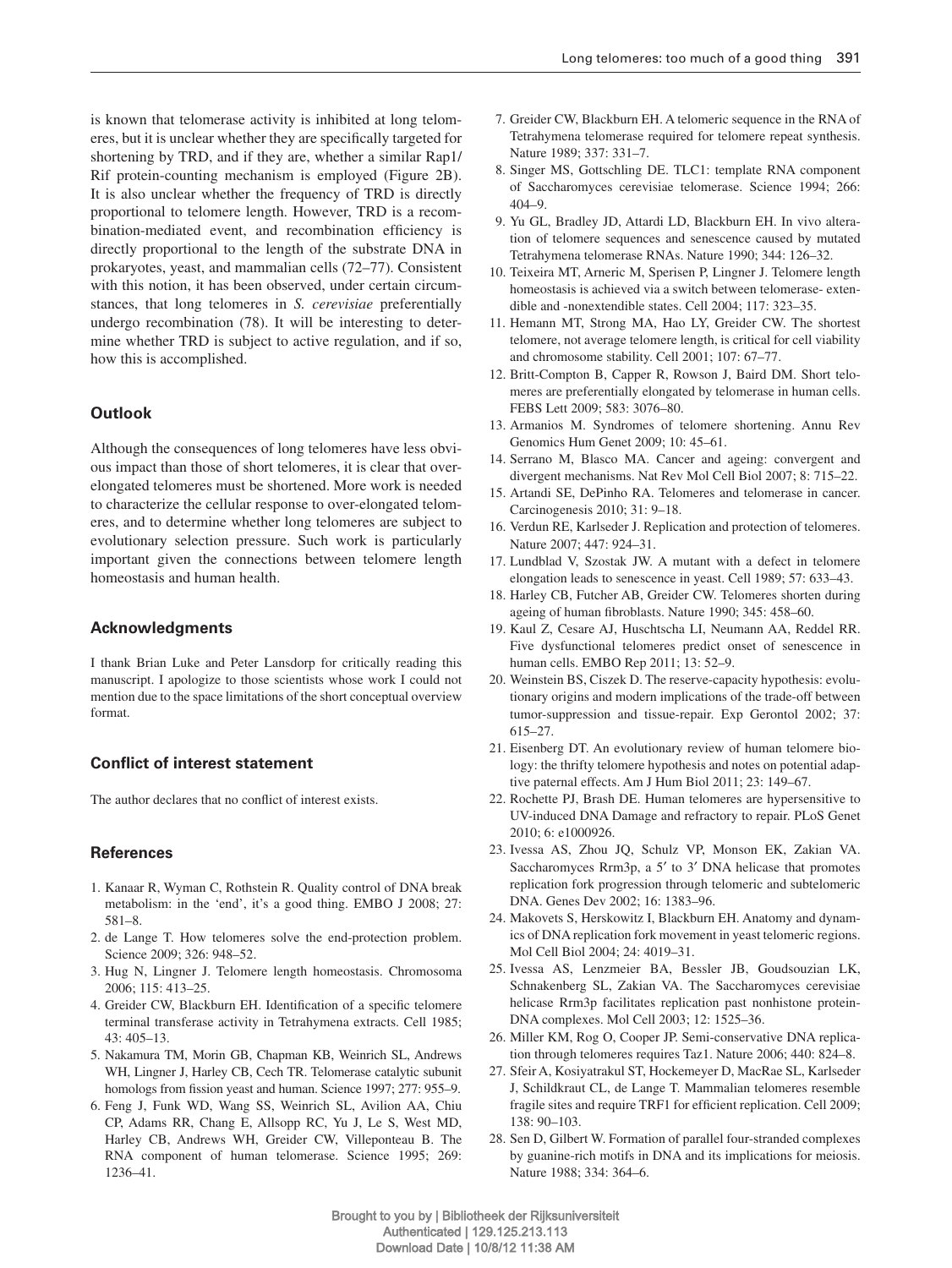is known that telomerase activity is inhibited at long telomeres, but it is unclear whether they are specifically targeted for shortening by TRD, and if they are, whether a similar Rap1/Rif protein-counting mechanism is employed (Figure 2B). It is also unclear whether the frequency of TRD is directly proportional to telomere length. However, TRD is a recombination-mediated event, and recombination efficiency is directly proportional to the length of the substrate DNA in prokaryotes, yeast, and mammalian cells (72–77). Consistent with this notion, it has been observed, under certain circumstances, that long telomeres in *S. cerevisiae* preferentially undergo recombination (78). It will be interesting to determine whether TRD is subject to active regulation, and if so, how this is accomplished.

## Outlook

Although the consequences of long telomeres have less obvious impact than those of short telomeres, it is clear that over-elongated telomeres must be shortened. More work is needed to characterize the cellular response to over-elongated telomeres, and to determine whether long telomeres are subject to evolutionary selection pressure. Such work is particularly important given the connections between telomere length homeostasis and human health.

## Acknowledgments

I thank Brian Luke and Peter Lansdorp for critically reading this manuscript. I apologize to those scientists whose work I could not mention due to the space limitations of the short conceptual overview format.

## Conflict of interest statement

The author declares that no conflict of interest exists.

## References

1. Kanaar R, Wyman C, Rothstein R. Quality control of DNA break metabolism: in the 'end', it's a good thing. EMBO J 2008; 27: 581–8.
2. de Lange T. How telomeres solve the end-protection problem. Science 2009; 326: 948–52.
3. Hug N, Lingner J. Telomere length homeostasis. Chromosoma 2006; 115: 413–25.
4. Greider CW, Blackburn EH. Identification of a specific telomere terminal transferase activity in Tetrahymena extracts. Cell 1985; 43: 405–13.
5. Nakamura TM, Morin GB, Chapman KB, Weinrich SL, Andrews WH, Lingner J, Harley CB, Cech TR. Telomerase catalytic subunit homologs from fission yeast and human. Science 1997; 277: 955–9.
6. Feng J, Funk WD, Wang SS, Weinrich SL, Avilion AA, Chiu CP, Adams RR, Chang E, Allsopp RC, Yu J, Le S, West MD, Harley CB, Andrews WH, Greider CW, Villeponteau B. The RNA component of human telomerase. Science 1995; 269: 1236–41.
7. Greider CW, Blackburn EH. A telomeric sequence in the RNA of Tetrahymena telomerase required for telomere repeat synthesis. Nature 1989; 337: 331–7.
8. Singer MS, Gottschling DE. TLC1: template RNA component of Saccharomyces cerevisiae telomerase. Science 1994; 266: 404–9.
9. Yu GL, Bradley JD, Attardi LD, Blackburn EH. In vivo alteration of telomere sequences and senescence caused by mutated Tetrahymena telomerase RNAs. Nature 1990; 344: 126–32.
10. Teixeira MT, Arneric M, Sperisen P, Lingner J. Telomere length homeostasis is achieved via a switch between telomerase- extendible and -nonextendible states. Cell 2004; 117: 323–35.
11. Hemann MT, Strong MA, Hao LY, Greider CW. The shortest telomere, not average telomere length, is critical for cell viability and chromosome stability. Cell 2001; 107: 67–77.
12. Britt-Compton B, Capper R, Rowson J, Baird DM. Short telomeres are preferentially elongated by telomerase in human cells. FEBS Lett 2009; 583: 3076–80.
13. Armanios M. Syndromes of telomere shortening. Annu Rev Genomics Hum Genet 2009; 10: 45–61.
14. Serrano M, Blasco MA. Cancer and ageing: convergent and divergent mechanisms. Nat Rev Mol Cell Biol 2007; 8: 715–22.
15. Artandi SE, DePinho RA. Telomeres and telomerase in cancer. Carcinogenesis 2010; 31: 9–18.
16. Verdun RE, Karlseder J. Replication and protection of telomeres. Nature 2007; 447: 924–31.
17. Lundblad V, Szostak JW. A mutant with a defect in telomere elongation leads to senescence in yeast. Cell 1989; 57: 633–43.
18. Harley CB, Futcher AB, Greider CW. Telomeres shorten during ageing of human fibroblasts. Nature 1990; 345: 458–60.
19. Kaul Z, Cesare AJ, Huschtscha LI, Neumann AA, Reddel RR. Five dysfunctional telomeres predict onset of senescence in human cells. EMBO Rep 2011; 13: 52–9.
20. Weinstein BS, Ciszek D. The reserve-capacity hypothesis: evolutionary origins and modern implications of the trade-off between tumor-suppression and tissue-repair. Exp Gerontol 2002; 37: 615–27.
21. Eisenberg DT. An evolutionary review of human telomere biology: the thrifty telomere hypothesis and notes on potential adaptive paternal effects. Am J Hum Biol 2011; 23: 149–67.
22. Rochette PJ, Brash DE. Human telomeres are hypersensitive to UV-induced DNA Damage and refractory to repair. PLoS Genet 2010; 6: e1000926.
23. Ivessa AS, Zhou JQ, Schulz VP, Monson EK, Zakian VA. Saccharomyces Rrm3p, a 5′ to 3′ DNA helicase that promotes replication fork progression through telomeric and subtelomeric DNA. Genes Dev 2002; 16: 1383–96.
24. Makovets S, Herskowitz I, Blackburn EH. Anatomy and dynamics of DNA replication fork movement in yeast telomeric regions. Mol Cell Biol 2004; 24: 4019–31.
25. Ivessa AS, Lenzmeier BA, Bessler JB, Goudsouzian LK, Schnakenberg SL, Zakian VA. The Saccharomyces cerevisiae helicase Rrm3p facilitates replication past nonhistone protein-DNA complexes. Mol Cell 2003; 12: 1525–36.
26. Miller KM, Rog O, Cooper JP. Semi-conservative DNA replication through telomeres requires Taz1. Nature 2006; 440: 824–8.
27. Sfeir A, Kosiyatrakul ST, Hockemeyer D, MacRae SL, Karlseder J, Schildkraut CL, de Lange T. Mammalian telomeres resemble fragile sites and require TRF1 for efficient replication. Cell 2009; 138: 90–103.
28. Sen D, Gilbert W. Formation of parallel four-stranded complexes by guanine-rich motifs in DNA and its implications for meiosis. Nature 1988; 334: 364–6.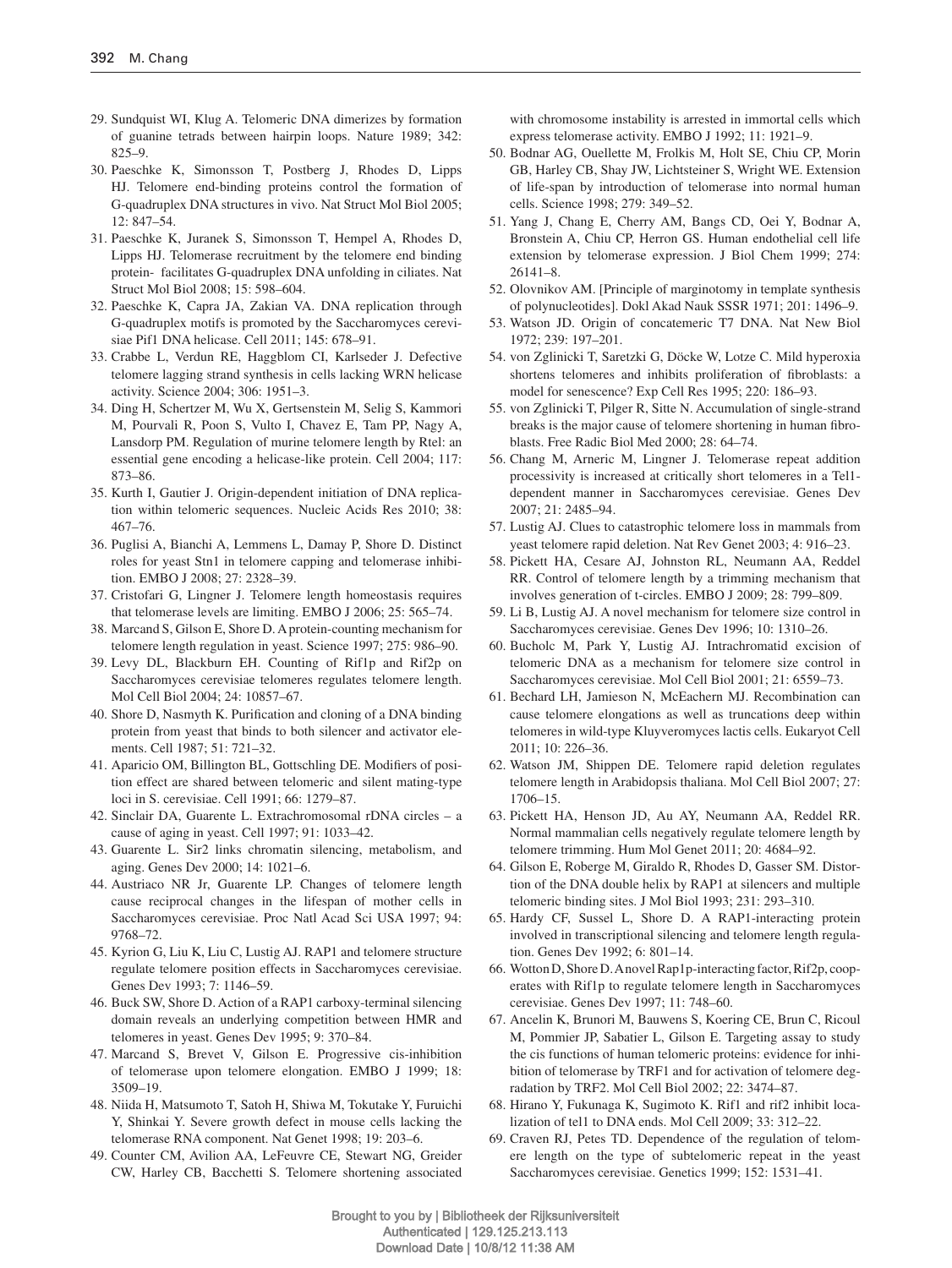29. Sundquist WI, Klug A. Telomeric DNA dimerizes by formation of guanine tetrads between hairpin loops. Nature 1989; 342: 825–9.
30. Paeschke K, Simonsson T, Postberg J, Rhodes D, Lipps HJ. Telomere end-binding proteins control the formation of G-quadruplex DNA structures in vivo. Nat Struct Mol Biol 2005; 12: 847–54.
31. Paeschke K, Juranek S, Simonsson T, Hempel A, Rhodes D, Lipps HJ. Telomerase recruitment by the telomere end binding protein- facilitates G-quadruplex DNA unfolding in ciliates. Nat Struct Mol Biol 2008; 15: 598–604.
32. Paeschke K, Capra JA, Zakian VA. DNA replication through G-quadruplex motifs is promoted by the Saccharomyces cerevisiae Pif1 DNA helicase. Cell 2011; 145: 678–91.
33. Crabbe L, Verdun RE, Haggblom CI, Karlseder J. Defective telomere lagging strand synthesis in cells lacking WRN helicase activity. Science 2004; 306: 1951–3.
34. Ding H, Schertzer M, Wu X, Gertsenstein M, Selig S, Kammori M, Pourvali R, Poon S, Vulto I, Chavez E, Tam PP, Nagy A, Lansdorp PM. Regulation of murine telomere length by Rtel: an essential gene encoding a helicase-like protein. Cell 2004; 117: 873–86.
35. Kurth I, Gautier J. Origin-dependent initiation of DNA replication within telomeric sequences. Nucleic Acids Res 2010; 38: 467–76.
36. Puglisi A, Bianchi A, Lemmens L, Damay P, Shore D. Distinct roles for yeast Stn1 in telomere capping and telomerase inhibition. EMBO J 2008; 27: 2328–39.
37. Cristofari G, Lingner J. Telomere length homeostasis requires that telomerase levels are limiting. EMBO J 2006; 25: 565–74.
38. Marcand S, Gilson E, Shore D. A protein-counting mechanism for telomere length regulation in yeast. Science 1997; 275: 986–90.
39. Levy DL, Blackburn EH. Counting of Rif1p and Rif2p on Saccharomyces cerevisiae telomeres regulates telomere length. Mol Cell Biol 2004; 24: 10857–67.
40. Shore D, Nasmyth K. Purification and cloning of a DNA binding protein from yeast that binds to both silencer and activator elements. Cell 1987; 51: 721–32.
41. Aparicio OM, Billington BL, Gottschling DE. Modifiers of position effect are shared between telomeric and silent mating-type loci in S. cerevisiae. Cell 1991; 66: 1279–87.
42. Sinclair DA, Guarente L. Extrachromosomal rDNA circles – a cause of aging in yeast. Cell 1997; 91: 1033–42.
43. Guarente L. Sir2 links chromatin silencing, metabolism, and aging. Genes Dev 2000; 14: 1021–6.
44. Austriaco NR Jr, Guarente LP. Changes of telomere length cause reciprocal changes in the lifespan of mother cells in Saccharomyces cerevisiae. Proc Natl Acad Sci USA 1997; 94: 9768–72.
45. Kyrion G, Liu K, Liu C, Lustig AJ. RAP1 and telomere structure regulate telomere position effects in Saccharomyces cerevisiae. Genes Dev 1993; 7: 1146–59.
46. Buck SW, Shore D. Action of a RAP1 carboxy-terminal silencing domain reveals an underlying competition between HMR and telomeres in yeast. Genes Dev 1995; 9: 370–84.
47. Marcand S, Brevet V, Gilson E. Progressive cis-inhibition of telomerase upon telomere elongation. EMBO J 1999; 18: 3509–19.
48. Niida H, Matsumoto T, Satoh H, Shiwa M, Tokutake Y, Furuichi Y, Shinkai Y. Severe growth defect in mouse cells lacking the telomerase RNA component. Nat Genet 1998; 19: 203–6.
49. Counter CM, Avilion AA, LeFeuvre CE, Stewart NG, Greider CW, Harley CB, Bacchetti S. Telomere shortening associated with chromosome instability is arrested in immortal cells which express telomerase activity. EMBO J 1992; 11: 1921–9.
50. Bodnar AG, Ouellette M, Frolkis M, Holt SE, Chiu CP, Morin GB, Harley CB, Shay JW, Lichtsteiner S, Wright WE. Extension of life-span by introduction of telomerase into normal human cells. Science 1998; 279: 349–52.
51. Yang J, Chang E, Cherry AM, Bangs CD, Oei Y, Bodnar A, Bronstein A, Chiu CP, Herron GS. Human endothelial cell life extension by telomerase expression. J Biol Chem 1999; 274: 26141–8.
52. Olovnikov AM. [Principle of marginotomy in template synthesis of polynucleotides]. Dokl Akad Nauk SSSR 1971; 201: 1496–9.
53. Watson JD. Origin of concatemeric T7 DNA. Nat New Biol 1972; 239: 197–201.
54. von Zglinicki T, Saretzki G, Döcke W, Lotze C. Mild hyperoxia shortens telomeres and inhibits proliferation of fibroblasts: a model for senescence? Exp Cell Res 1995; 220: 186–93.
55. von Zglinicki T, Pilger R, Sitte N. Accumulation of single-strand breaks is the major cause of telomere shortening in human fibroblasts. Free Radic Biol Med 2000; 28: 64–74.
56. Chang M, Arneric M, Lingner J. Telomerase repeat addition processivity is increased at critically short telomeres in a Tel1-dependent manner in Saccharomyces cerevisiae. Genes Dev 2007; 21: 2485–94.
57. Lustig AJ. Clues to catastrophic telomere loss in mammals from yeast telomere rapid deletion. Nat Rev Genet 2003; 4: 916–23.
58. Pickett HA, Cesare AJ, Johnston RL, Neumann AA, Reddel RR. Control of telomere length by a trimming mechanism that involves generation of t-circles. EMBO J 2009; 28: 799–809.
59. Li B, Lustig AJ. A novel mechanism for telomere size control in Saccharomyces cerevisiae. Genes Dev 1996; 10: 1310–26.
60. Bucholc M, Park Y, Lustig AJ. Intrachromatid excision of telomeric DNA as a mechanism for telomere size control in Saccharomyces cerevisiae. Mol Cell Biol 2001; 21: 6559–73.
61. Bechard LH, Jamieson N, McEachern MJ. Recombination can cause telomere elongations as well as truncations deep within telomeres in wild-type Kluyveromyces lactis cells. Eukaryot Cell 2011; 10: 226–36.
62. Watson JM, Shippen DE. Telomere rapid deletion regulates telomere length in Arabidopsis thaliana. Mol Cell Biol 2007; 27: 1706–15.
63. Pickett HA, Henson JD, Au AY, Neumann AA, Reddel RR. Normal mammalian cells negatively regulate telomere length by telomere trimming. Hum Mol Genet 2011; 20: 4684–92.
64. Gilson E, Roberge M, Giraldo R, Rhodes D, Gasser SM. Distortion of the DNA double helix by RAP1 at silencers and multiple telomeric binding sites. J Mol Biol 1993; 231: 293–310.
65. Hardy CF, Sussel L, Shore D. A RAP1-interacting protein involved in transcriptional silencing and telomere length regulation. Genes Dev 1992; 6: 801–14.
66. Wotton D, Shore D. A novel Rap1p-interacting factor, Rif2p, cooperates with Rif1p to regulate telomere length in Saccharomyces cerevisiae. Genes Dev 1997; 11: 748–60.
67. Ancelin K, Brunori M, Bauwens S, Koering CE, Brun C, Ricoul M, Pommier JP, Sabatier L, Gilson E. Targeting assay to study the cis functions of human telomeric proteins: evidence for inhibition of telomerase by TRF1 and for activation of telomere degradation by TRF2. Mol Cell Biol 2002; 22: 3474–87.
68. Hirano Y, Fukunaga K, Sugimoto K. Rif1 and rif2 inhibit localization of tel1 to DNA ends. Mol Cell 2009; 33: 312–22.
69. Craven RJ, Petes TD. Dependence of the regulation of telomere length on the type of subtelomeric repeat in the yeast Saccharomyces cerevisiae. Genetics 1999; 152: 1531–41.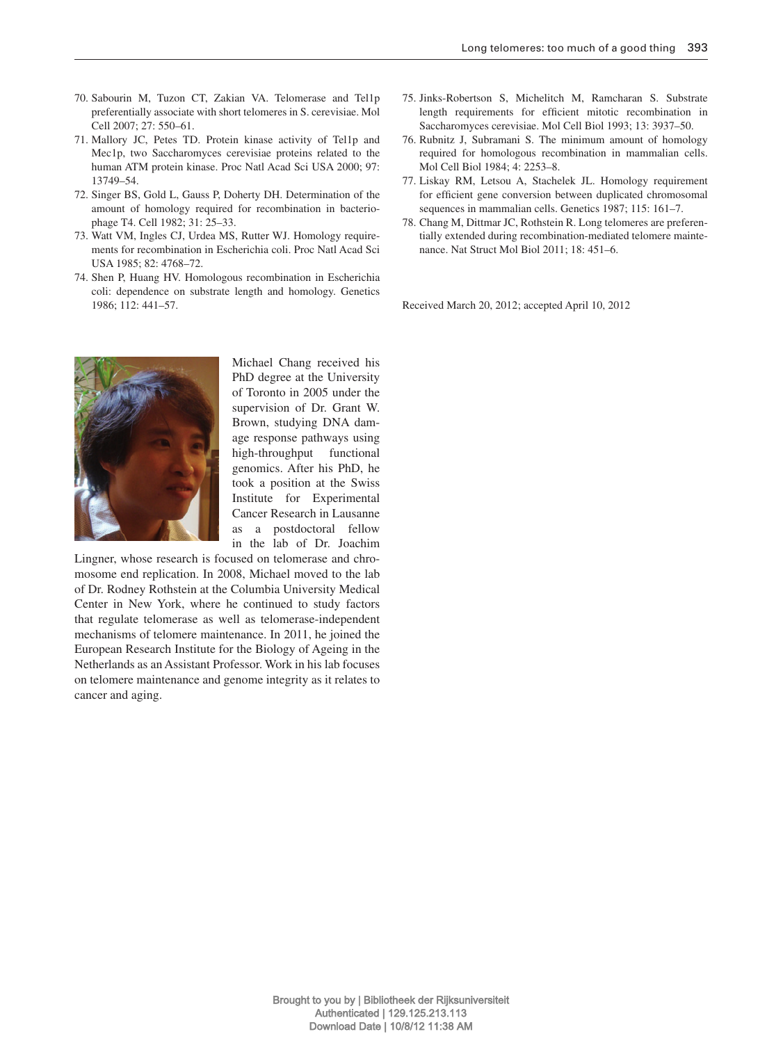70. Sabourin M, Tuzon CT, Zakian VA. Telomerase and Tel1p preferentially associate with short telomeres in S. cerevisiae. Mol Cell 2007; 27: 550–61.
71. Mallory JC, Petes TD. Protein kinase activity of Tel1p and Mec1p, two Saccharomyces cerevisiae proteins related to the human ATM protein kinase. Proc Natl Acad Sci USA 2000; 97: 13749–54.
72. Singer BS, Gold L, Gauss P, Doherty DH. Determination of the amount of homology required for recombination in bacteriophage T4. Cell 1982; 31: 25–33.
73. Watt VM, Ingles CJ, Urdea MS, Rutter WJ. Homology requirements for recombination in Escherichia coli. Proc Natl Acad Sci USA 1985; 82: 4768–72.
74. Shen P, Huang HV. Homologous recombination in Escherichia coli: dependence on substrate length and homology. Genetics 1986; 112: 441–57.
75. Jinks-Robertson S, Michelitch M, Ramcharan S. Substrate length requirements for efficient mitotic recombination in Saccharomyces cerevisiae. Mol Cell Biol 1993; 13: 3937–50.
76. Rubnitz J, Subramani S. The minimum amount of homology required for homologous recombination in mammalian cells. Mol Cell Biol 1984; 4: 2253–8.
77. Liskay RM, Letsou A, Stachelek JL. Homology requirement for efficient gene conversion between duplicated chromosomal sequences in mammalian cells. Genetics 1987; 115: 161–7.
78. Chang M, Dittmar JC, Rothstein R. Long telomeres are preferentially extended during recombination-mediated telomere maintenance. Nat Struct Mol Biol 2011; 18: 451–6.

Received March 20, 2012; accepted April 10, 2012

Michael Chang received his PhD degree at the University of Toronto in 2005 under the supervision of Dr. Grant W. Brown, studying DNA damage response pathways using high-throughput functional genomics. After his PhD, he took a position at the Swiss Institute for Experimental Cancer Research in Lausanne as a postdoctoral fellow in the lab of Dr. Joachim Lingner, whose research is focused on telomerase and chromosome end replication. In 2008, Michael moved to the lab of Dr. Rodney Rothstein at the Columbia University Medical Center in New York, where he continued to study factors that regulate telomerase as well as telomerase-independent mechanisms of telomere maintenance. In 2011, he joined the European Research Institute for the Biology of Ageing in the Netherlands as an Assistant Professor. Work in his lab focuses on telomere maintenance and genome integrity as it relates to cancer and aging.